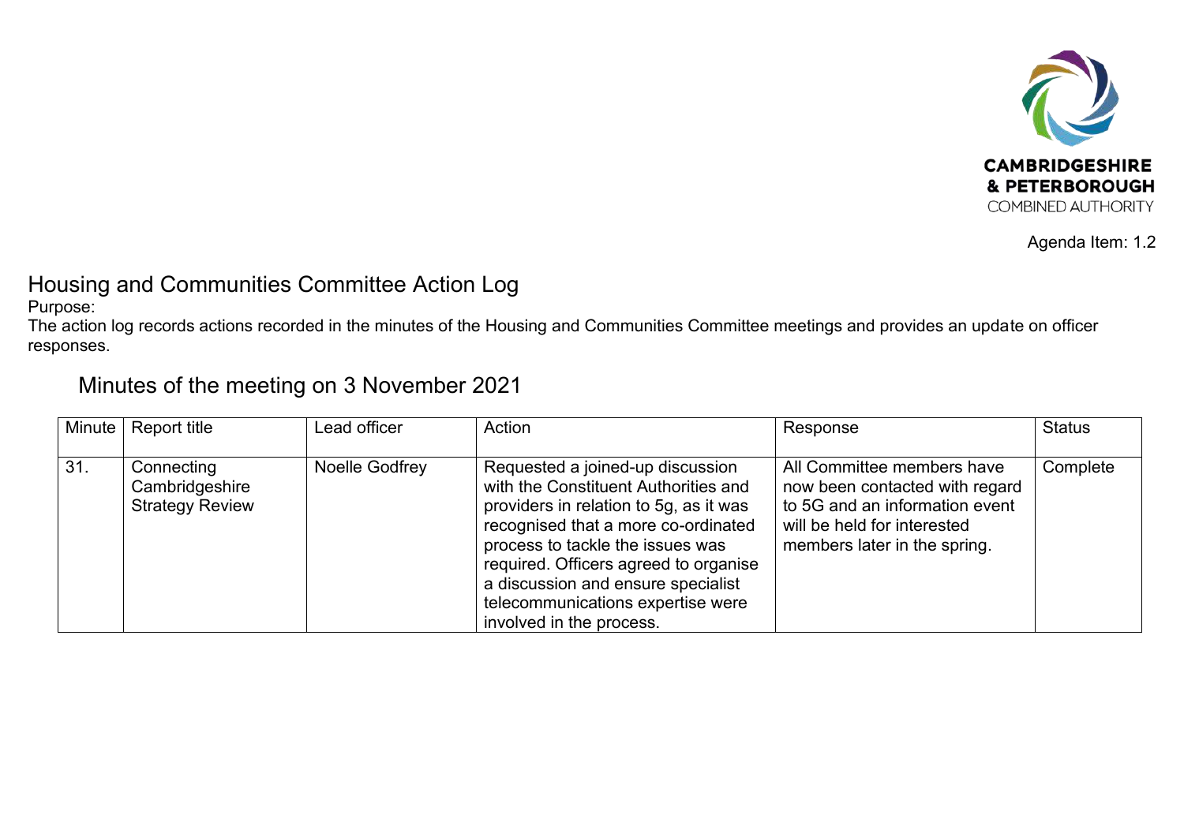CAMBRIDGESHIRE
& PETERBOROUGH
COMBINED AUTHORITY

Agenda Item: 1.2

# Housing and Communities Committee Action Log

Purpose:

The action log records actions recorded in the minutes of the Housing and Communities Committee meetings and provides an update on officer responses.

## Minutes of the meeting on 3 November 2021

| Minute | Report title | Lead officer | Action | Response | Status |
|---|---|---|---|---|---|
| 31. | Connecting Cambridgeshire Strategy Review | Noelle Godfrey | Requested a joined-up discussion with the Constituent Authorities and providers in relation to 5g, as it was recognised that a more co-ordinated process to tackle the issues was required. Officers agreed to organise a discussion and ensure specialist telecommunications expertise were involved in the process. | All Committee members have now been contacted with regard to 5G and an information event will be held for interested members later in the spring. | Complete |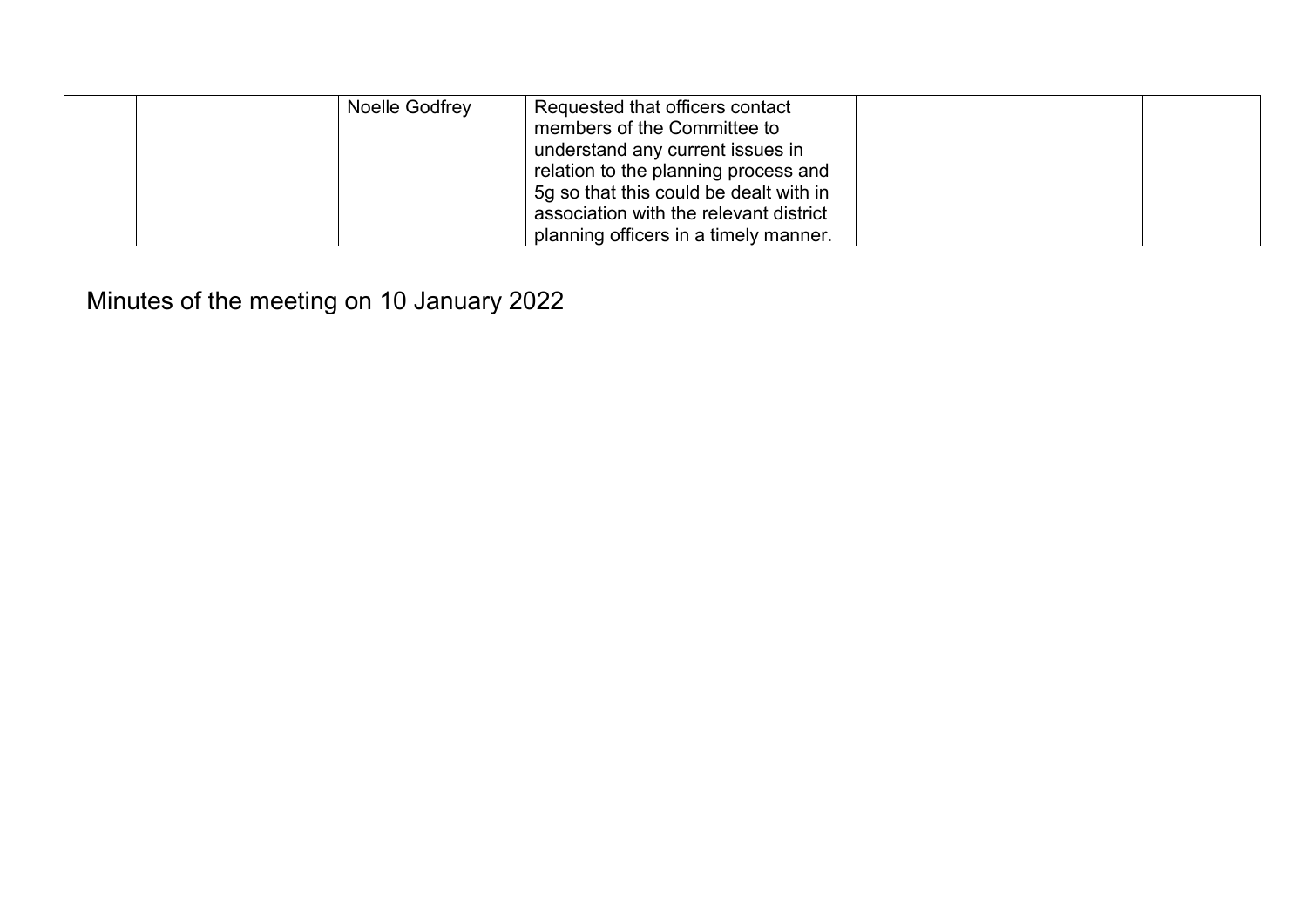| | | | | | |
|---|---|---|---|---|---|
| | | Noelle Godfrey | Requested that officers contact members of the Committee to understand any current issues in relation to the planning process and 5g so that this could be dealt with in association with the relevant district planning officers in a timely manner. | | |

Minutes of the meeting on 10 January 2022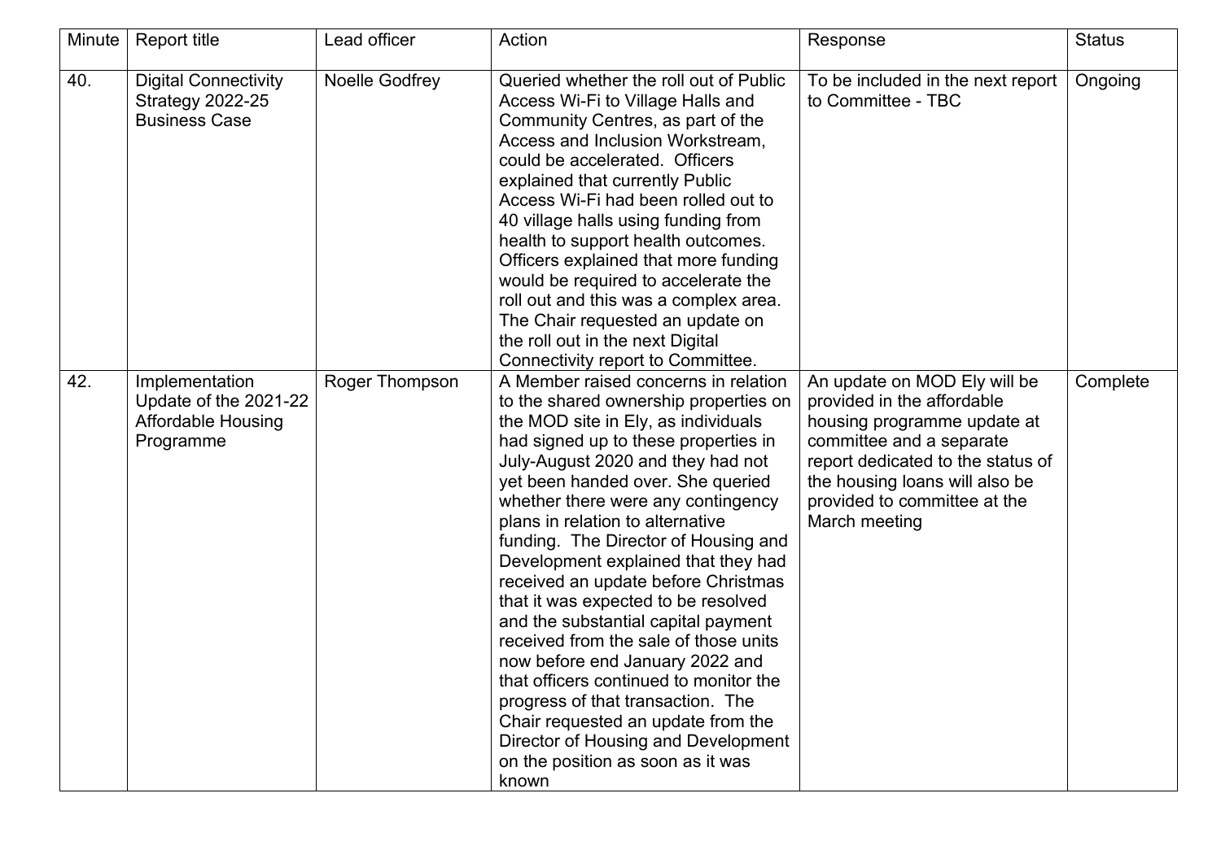| Minute | Report title | Lead officer | Action | Response | Status |
|---|---|---|---|---|---|
| 40. | Digital Connectivity Strategy 2022-25 Business Case | Noelle Godfrey | Queried whether the roll out of Public Access Wi-Fi to Village Halls and Community Centres, as part of the Access and Inclusion Workstream, could be accelerated. Officers explained that currently Public Access Wi-Fi had been rolled out to 40 village halls using funding from health to support health outcomes. Officers explained that more funding would be required to accelerate the roll out and this was a complex area. The Chair requested an update on the roll out in the next Digital Connectivity report to Committee. | To be included in the next report to Committee - TBC | Ongoing |
| 42. | Implementation Update of the 2021-22 Affordable Housing Programme | Roger Thompson | A Member raised concerns in relation to the shared ownership properties on the MOD site in Ely, as individuals had signed up to these properties in July-August 2020 and they had not yet been handed over. She queried whether there were any contingency plans in relation to alternative funding. The Director of Housing and Development explained that they had received an update before Christmas that it was expected to be resolved and the substantial capital payment received from the sale of those units now before end January 2022 and that officers continued to monitor the progress of that transaction. The Chair requested an update from the Director of Housing and Development on the position as soon as it was known | An update on MOD Ely will be provided in the affordable housing programme update at committee and a separate report dedicated to the status of the housing loans will also be provided to committee at the March meeting | Complete |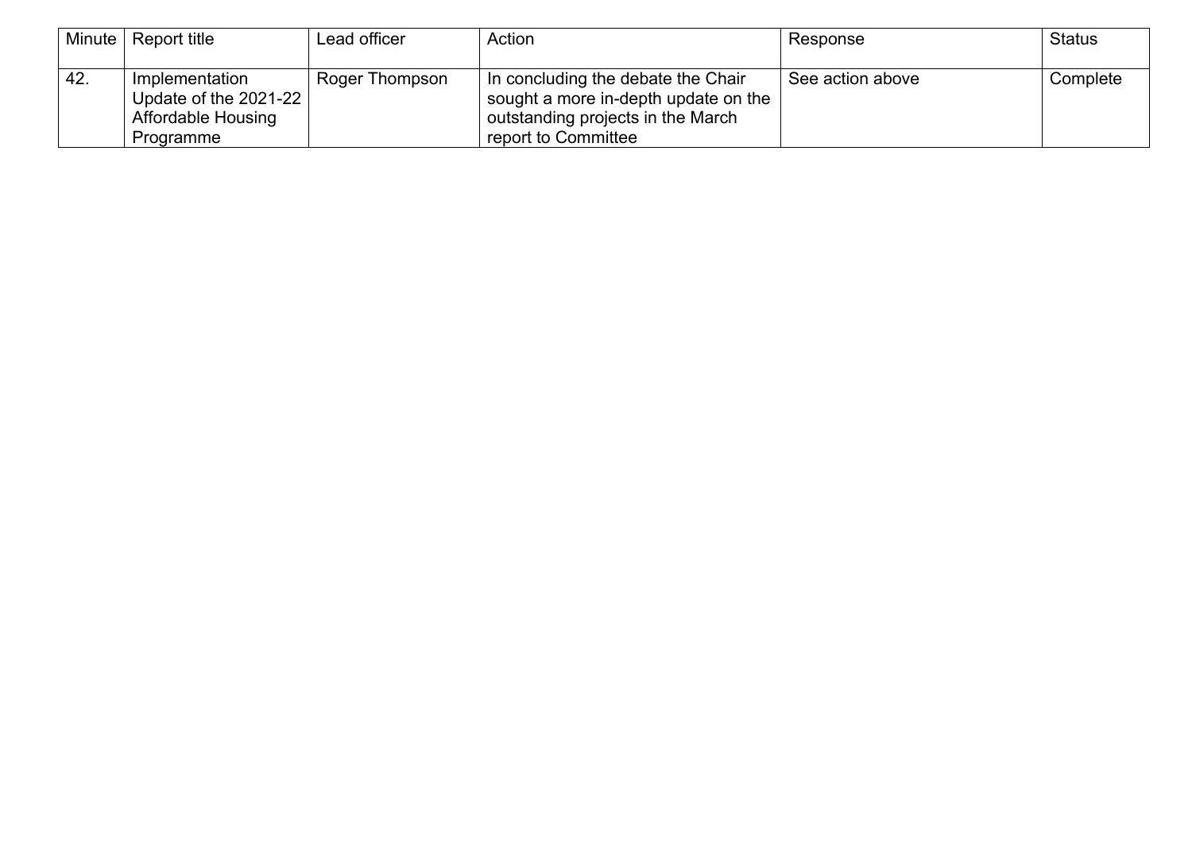| Minute | Report title | Lead officer | Action | Response | Status |
|---|---|---|---|---|---|
| 42. | Implementation Update of the 2021-22 Affordable Housing Programme | Roger Thompson | In concluding the debate the Chair sought a more in-depth update on the outstanding projects in the March report to Committee | See action above | Complete |